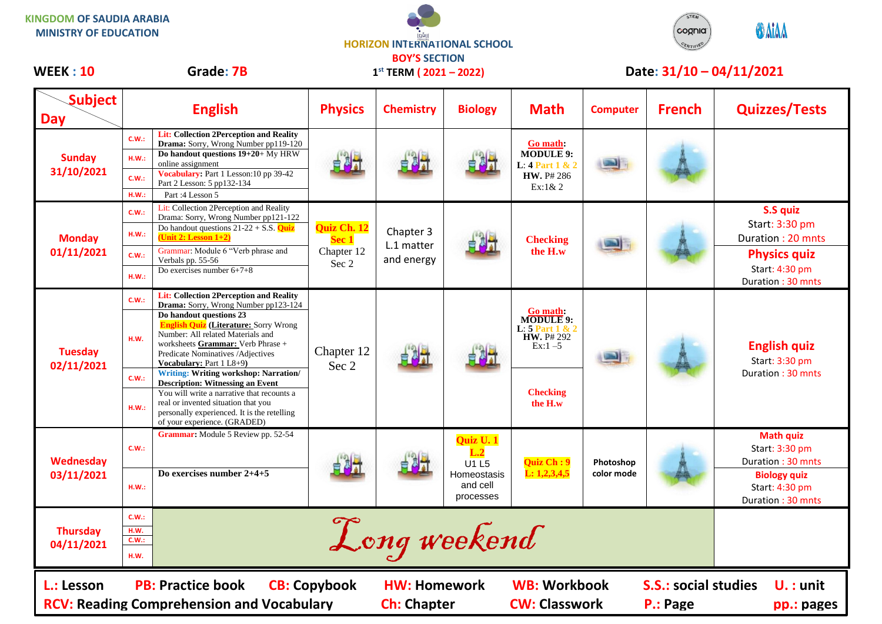KINGDOM OF SAUDIA ARABIA
MINISTRY OF EDUCATION

HORIZON INTERNATIONAL SCHOOL
BOY'S SECTION
1st TERM ( 2021 – 2022)

**WEEK : 10** **Grade: 7B** **Date: 31/10 – 04/11/2021**

| Day | | English | Physics | Chemistry | Biology | Math | Computer | French | Quizzes/Tests |
|---|---|---|---|---|---|---|---|---|---|
| Sunday 31/10/2021 | C.W.: | **Lit: Collection 2Perception and Reality Drama:** Sorry, Wrong Number pp119-120 | | | | **Go math: MODULE 9: L: 4 Part 1 & 2 HW.** P# 286 Ex:1& 2 | | | |
| | H.W.: | **Do handout questions 19+20**+ My HRW online assignment | | | | | | | |
| | C.W.: | **Vocabulary:** Part 1 Lesson:10 pp 39-42 Part 2 Lesson: 5 pp132-134 | | | | | | | |
| | H.W.: | Part :4 Lesson 5 | | | | | | | |
| Monday 01/11/2021 | C.W.: | Lit: Collection 2Perception and Reality Drama: Sorry, Wrong Number pp121-122 | **Quiz Ch. 12 Sec 1** Chapter 12 Sec 2 | Chapter 3 L.1 matter and energy | | **Checking the H.w** | | | **S.S quiz** Start: 3:30 pm Duration : 20 mnts |
| | H.W.: | Do handout questions 21-22 + S.S. **Quiz (Unit 2: Lesson 1+2)** | | | | | | | **Physics quiz** Start: 4:30 pm Duration : 30 mnts |
| | C.W.: | Grammar: Module 6 "Verb phrase and Verbals pp. 55-56 | | | | | | | |
| | H.W.: | Do exercises number 6+7+8 | | | | | | | |
| Tuesday 02/11/2021 | C.W.: | **Lit: Collection 2Perception and Reality Drama:** Sorry, Wrong Number pp123-124 | Chapter 12 Sec 2 | | | **Go math: MODULE 9: L: 5 Part 1 & 2 HW.** P# 292 Ex:1 –5 | | | **English quiz** Start: 3:30 pm Duration : 30 mnts |
| | H.W. | **Do handout questions 23** **English Quiz (Literature:** Sorry Wrong Number: All related Materials and worksheets **Grammar:** Verb Phrase + Predicate Nominatives /Adjectives **Vocabulary:** Part 1 L8+9) | | | | | | | |
| | C.W.: | **Writing: Writing workshop: Narration/ Description: Witnessing an Event** | | | | **Checking the H.w** | | | |
| | H.W. | You will write a narrative that recounts a real or invented situation that you personally experienced. It is the retelling of your experience. (GRADED) | | | | | | | |
| Wednesday 03/11/2021 | C.W.: | **Grammar:** Module 5 Review pp. 52-54 | | | **Quiz U. 1 L.2** U1 L5 Homeostasis and cell processes | **Quiz Ch : 9 L: 1,2,3,4,5** | Photoshop color mode | | **Math quiz** Start: 3:30 pm Duration : 30 mnts |
| | H.W.: | **Do exercises number 2+4+5** | | | | | | | **Biology quiz** Start: 4:30 pm Duration : 30 mnts |
| Thursday 04/11/2021 | C.W.: / H.W. / C.W.: / H.W. | *Long weekend* | | | | | | | |

**L.:** Lesson **PB:** Practice book **CB:** Copybook **HW:** Homework **WB:** Workbook **S.S.:** social studies **U. :** unit
**RCV:** Reading Comprehension and Vocabulary **Ch:** Chapter **CW:** Classwork **P.:** Page **pp.:** pages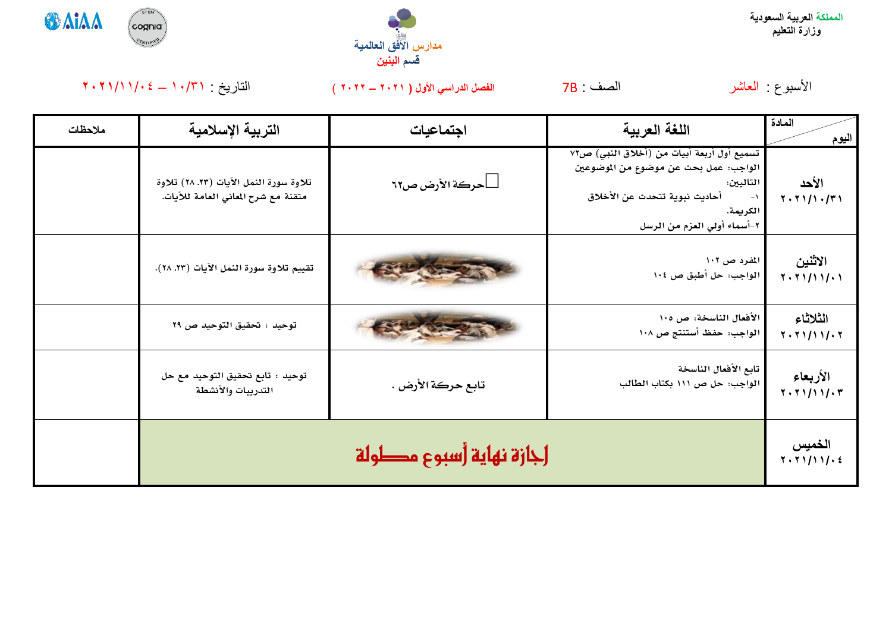المملكة العربية السعودية
وزارة التعليم

مدارس الأفق العالمية
قسم البنين

الأسبوع : العاشر　　الصف : 7B　　الفصل الدراسي الأول ( ٢٠٢١ – ٢٠٢٢ )　　التاريخ : ١٠/٣١ – ٢٠٢١/١١/٠٤

| اليوم / المادة | اللغة العربية | اجتماعيات | التربية الإسلامية | ملاحظات |
| --- | --- | --- | --- | --- |
| الأحد ٢٠٢١/١٠/٣١ | تسميع أول أربعة أبيات من (أخلاق النبي) ص٧٢<br>الواجب: عمل بحث عن موضوع من الموضوعين التاليين:<br>١- أحاديث نبوية تتحدث عن الأخلاق الكريمة.<br>٢-أسماء أولي العزم من الرسل | حركة الأرض ص٦٢ | تلاوة سورة النمل الآيات (٢٣. ٢٨) تلاوة متقنة مع شرح المعاني العامة للآيات. | |
| الاثنين ٢٠٢١/١١/٠١ | المفرد ص ١٠٢<br>الواجب: حل أطبق ص ١٠٤ | | تقييم تلاوة سورة النمل الآيات (٢٣. ٢٨). | |
| الثلاثاء ٢٠٢١/١١/٠٢ | الأفعال الناسخة: ص ١٠٥<br>الواجب: حفظ أستنتج ص ١٠٨ | | توحيد : تحقيق التوحيد ص ٢٩ | |
| الأربعاء ٢٠٢١/١١/٠٣ | تابع الأفعال الناسخة<br>الواجب: حل ص ١١١ بكتاب الطالب | تابع حركة الأرض . | توحيد : تابع تحقيق التوحيد مع حل التدريبات والأنشطة | |
| الخميس ٢٠٢١/١١/٠٤ | إجازة نهاية أسبوع مطولة | | | |